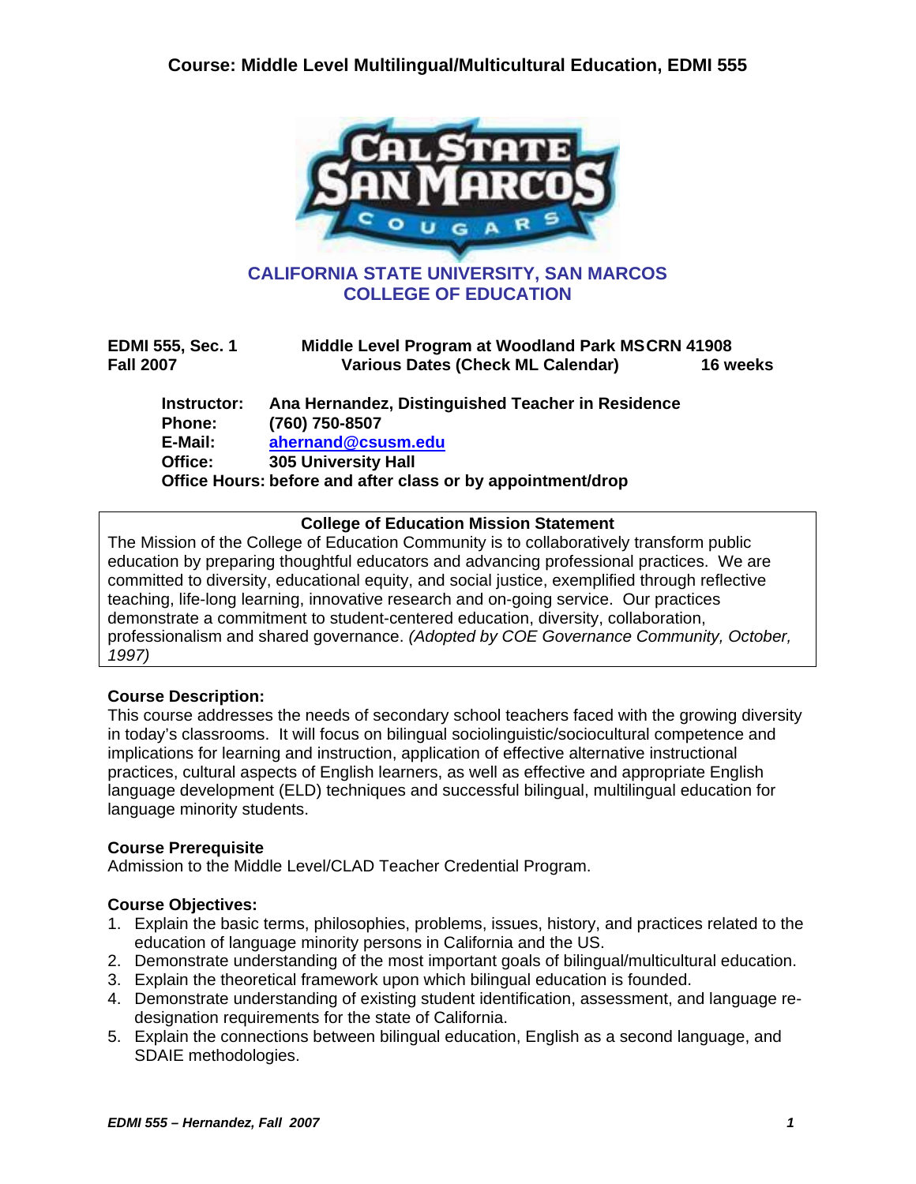# Course: Middle Level Multilingual/Multicultural Education, EDMI 555

## CALIFORNIA STATE UNIVERSITY, SAN MARCOS
## COLLEGE OF EDUCATION

**EDMI 555, Sec. 1** **Middle Level Program at Woodland Park MS** **CRN 41908**
**Fall 2007** **Various Dates (Check ML Calendar)** **16 weeks**

**Instructor:** **Ana Hernandez, Distinguished Teacher in Residence**
**Phone:** **(760) 750-8507**
**E-Mail:** **ahernand@csusm.edu**
**Office:** **305 University Hall**
**Office Hours: before and after class or by appointment/drop**

**College of Education Mission Statement**

The Mission of the College of Education Community is to collaboratively transform public education by preparing thoughtful educators and advancing professional practices. We are committed to diversity, educational equity, and social justice, exemplified through reflective teaching, life-long learning, innovative research and on-going service. Our practices demonstrate a commitment to student-centered education, diversity, collaboration, professionalism and shared governance. *(Adopted by COE Governance Community, October, 1997)*

**Course Description:**

This course addresses the needs of secondary school teachers faced with the growing diversity in today's classrooms. It will focus on bilingual sociolinguistic/sociocultural competence and implications for learning and instruction, application of effective alternative instructional practices, cultural aspects of English learners, as well as effective and appropriate English language development (ELD) techniques and successful bilingual, multilingual education for language minority students.

**Course Prerequisite**

Admission to the Middle Level/CLAD Teacher Credential Program.

**Course Objectives:**

1. Explain the basic terms, philosophies, problems, issues, history, and practices related to the education of language minority persons in California and the US.
2. Demonstrate understanding of the most important goals of bilingual/multicultural education.
3. Explain the theoretical framework upon which bilingual education is founded.
4. Demonstrate understanding of existing student identification, assessment, and language re-designation requirements for the state of California.
5. Explain the connections between bilingual education, English as a second language, and SDAIE methodologies.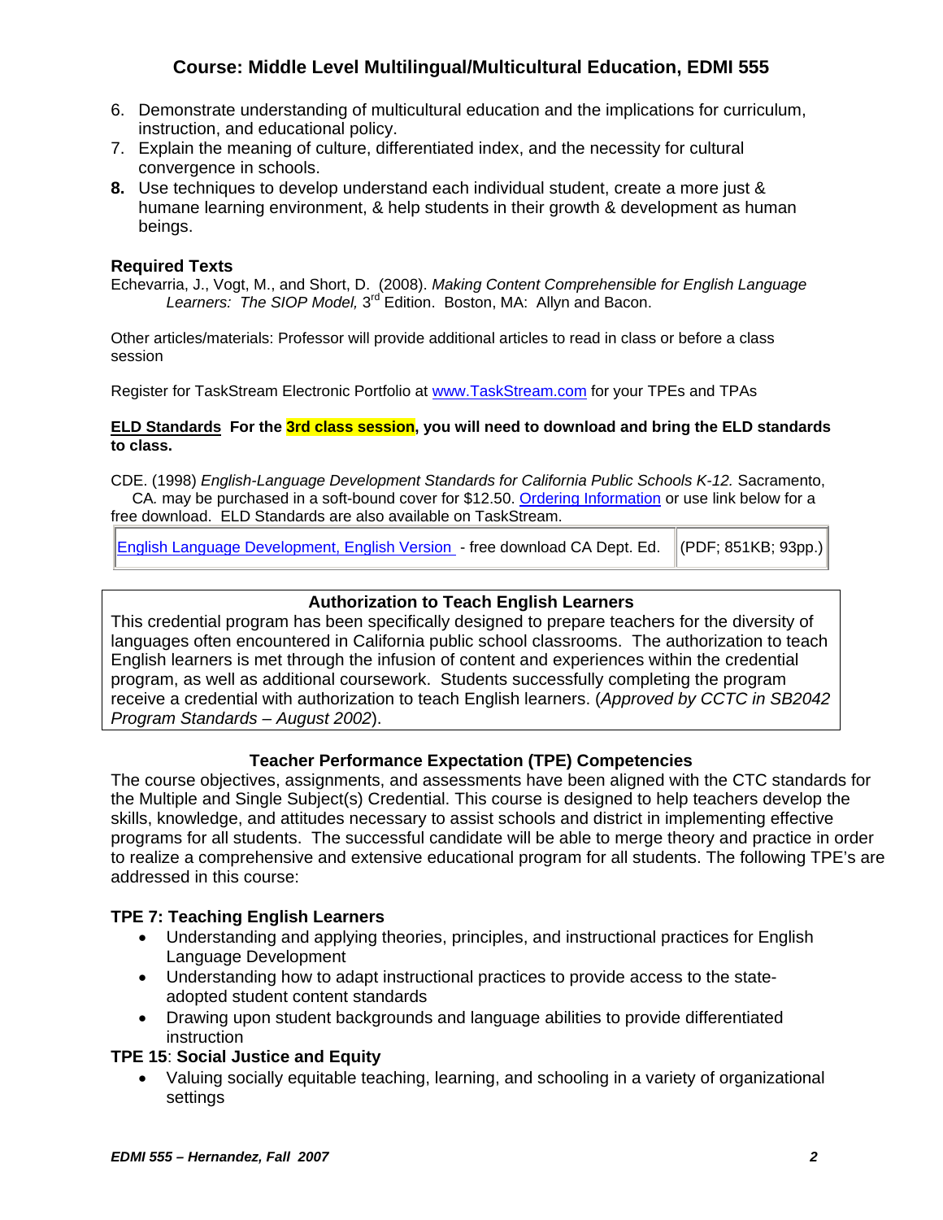6. Demonstrate understanding of multicultural education and the implications for curriculum, instruction, and educational policy.
7. Explain the meaning of culture, differentiated index, and the necessity for cultural convergence in schools.
8. Use techniques to develop understand each individual student, create a more just & humane learning environment, & help students in their growth & development as human beings.

**Required Texts**

Echevarria, J., Vogt, M., and Short, D. (2008). *Making Content Comprehensible for English Language Learners: The SIOP Model,* 3rd Edition. Boston, MA: Allyn and Bacon.

Other articles/materials: Professor will provide additional articles to read in class or before a class session

Register for TaskStream Electronic Portfolio at www.TaskStream.com for your TPEs and TPAs

**ELD Standards For the 3rd class session, you will need to download and bring the ELD standards to class.**

CDE. (1998) *English-Language Development Standards for California Public Schools K-12.* Sacramento, CA. may be purchased in a soft-bound cover for $12.50. Ordering Information or use link below for a free download. ELD Standards are also available on TaskStream.

| English Language Development, English Version - free download CA Dept. Ed. | (PDF; 851KB; 93pp.) |
|---|---|

**Authorization to Teach English Learners**

This credential program has been specifically designed to prepare teachers for the diversity of languages often encountered in California public school classrooms. The authorization to teach English learners is met through the infusion of content and experiences within the credential program, as well as additional coursework. Students successfully completing the program receive a credential with authorization to teach English learners. (*Approved by CCTC in SB2042 Program Standards – August 2002*).

**Teacher Performance Expectation (TPE) Competencies**

The course objectives, assignments, and assessments have been aligned with the CTC standards for the Multiple and Single Subject(s) Credential. This course is designed to help teachers develop the skills, knowledge, and attitudes necessary to assist schools and district in implementing effective programs for all students. The successful candidate will be able to merge theory and practice in order to realize a comprehensive and extensive educational program for all students. The following TPE's are addressed in this course:

**TPE 7: Teaching English Learners**

- Understanding and applying theories, principles, and instructional practices for English Language Development
- Understanding how to adapt instructional practices to provide access to the state-adopted student content standards
- Drawing upon student backgrounds and language abilities to provide differentiated instruction

**TPE 15**: **Social Justice and Equity**

- Valuing socially equitable teaching, learning, and schooling in a variety of organizational settings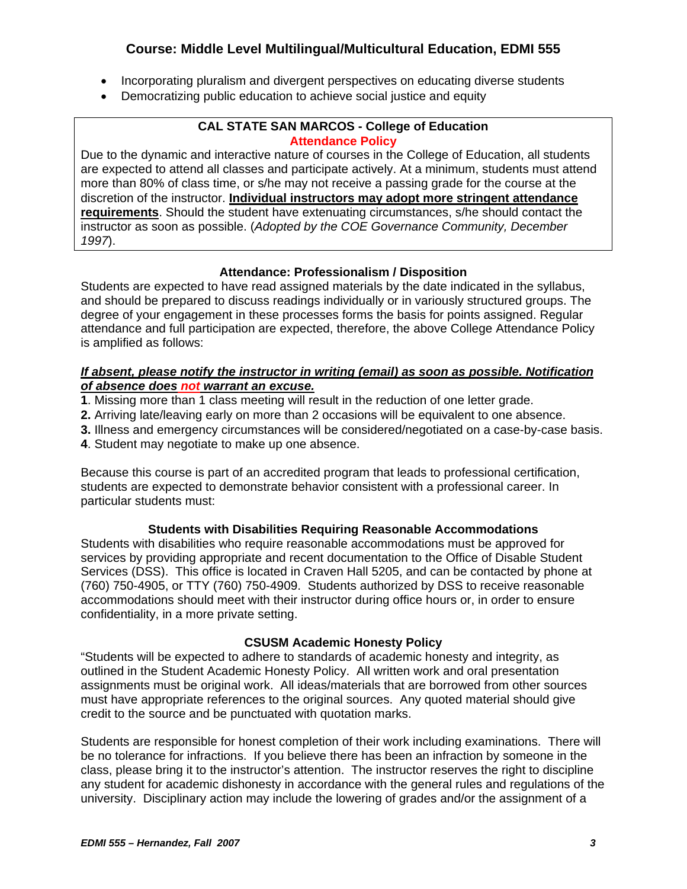## Course: Middle Level Multilingual/Multicultural Education, EDMI 555

- Incorporating pluralism and divergent perspectives on educating diverse students
- Democratizing public education to achieve social justice and equity

### CAL STATE SAN MARCOS - College of Education
### Attendance Policy

Due to the dynamic and interactive nature of courses in the College of Education, all students are expected to attend all classes and participate actively. At a minimum, students must attend more than 80% of class time, or s/he may not receive a passing grade for the course at the discretion of the instructor. **Individual instructors may adopt more stringent attendance requirements**. Should the student have extenuating circumstances, s/he should contact the instructor as soon as possible. (*Adopted by the COE Governance Community, December 1997*).

### Attendance: Professionalism / Disposition

Students are expected to have read assigned materials by the date indicated in the syllabus, and should be prepared to discuss readings individually or in variously structured groups. The degree of your engagement in these processes forms the basis for points assigned. Regular attendance and full participation are expected, therefore, the above College Attendance Policy is amplified as follows:

***If absent, please notify the instructor in writing (email) as soon as possible. Notification of absence does not warrant an excuse.***

**1**. Missing more than 1 class meeting will result in the reduction of one letter grade.
**2.** Arriving late/leaving early on more than 2 occasions will be equivalent to one absence.
**3.** Illness and emergency circumstances will be considered/negotiated on a case-by-case basis.
**4**. Student may negotiate to make up one absence.

Because this course is part of an accredited program that leads to professional certification, students are expected to demonstrate behavior consistent with a professional career. In particular students must:

### Students with Disabilities Requiring Reasonable Accommodations

Students with disabilities who require reasonable accommodations must be approved for services by providing appropriate and recent documentation to the Office of Disable Student Services (DSS). This office is located in Craven Hall 5205, and can be contacted by phone at (760) 750-4905, or TTY (760) 750-4909. Students authorized by DSS to receive reasonable accommodations should meet with their instructor during office hours or, in order to ensure confidentiality, in a more private setting.

### CSUSM Academic Honesty Policy

"Students will be expected to adhere to standards of academic honesty and integrity, as outlined in the Student Academic Honesty Policy. All written work and oral presentation assignments must be original work. All ideas/materials that are borrowed from other sources must have appropriate references to the original sources. Any quoted material should give credit to the source and be punctuated with quotation marks.

Students are responsible for honest completion of their work including examinations. There will be no tolerance for infractions. If you believe there has been an infraction by someone in the class, please bring it to the instructor's attention. The instructor reserves the right to discipline any student for academic dishonesty in accordance with the general rules and regulations of the university. Disciplinary action may include the lowering of grades and/or the assignment of a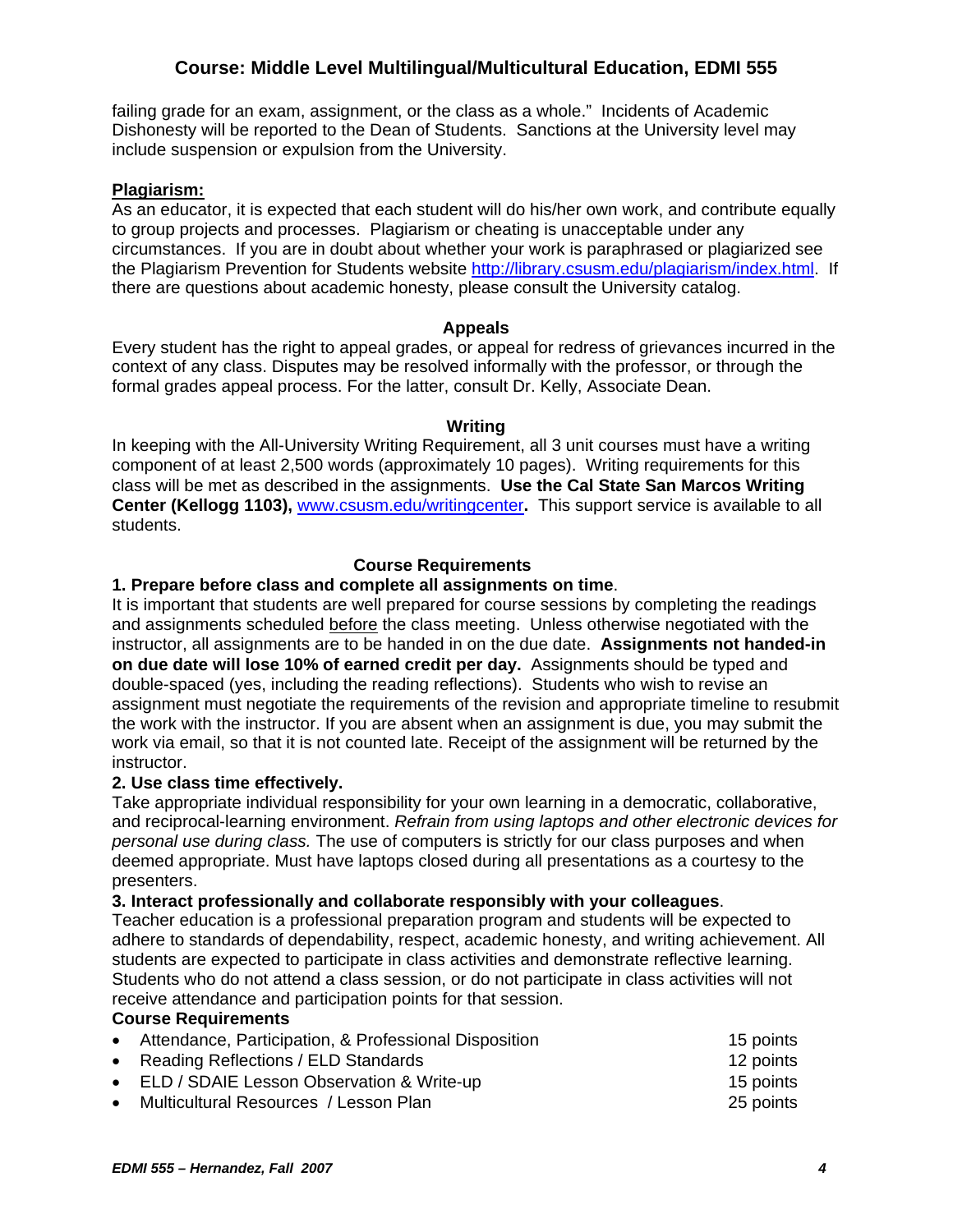failing grade for an exam, assignment, or the class as a whole." Incidents of Academic Dishonesty will be reported to the Dean of Students. Sanctions at the University level may include suspension or expulsion from the University.

**Plagiarism:**

As an educator, it is expected that each student will do his/her own work, and contribute equally to group projects and processes. Plagiarism or cheating is unacceptable under any circumstances. If you are in doubt about whether your work is paraphrased or plagiarized see the Plagiarism Prevention for Students website http://library.csusm.edu/plagiarism/index.html. If there are questions about academic honesty, please consult the University catalog.

## Appeals

Every student has the right to appeal grades, or appeal for redress of grievances incurred in the context of any class. Disputes may be resolved informally with the professor, or through the formal grades appeal process. For the latter, consult Dr. Kelly, Associate Dean.

## Writing

In keeping with the All-University Writing Requirement, all 3 unit courses must have a writing component of at least 2,500 words (approximately 10 pages). Writing requirements for this class will be met as described in the assignments. **Use the Cal State San Marcos Writing Center (Kellogg 1103), www.csusm.edu/writingcenter.** This support service is available to all students.

## Course Requirements

**1. Prepare before class and complete all assignments on time.**

It is important that students are well prepared for course sessions by completing the readings and assignments scheduled before the class meeting. Unless otherwise negotiated with the instructor, all assignments are to be handed in on the due date. **Assignments not handed-in on due date will lose 10% of earned credit per day.** Assignments should be typed and double-spaced (yes, including the reading reflections). Students who wish to revise an assignment must negotiate the requirements of the revision and appropriate timeline to resubmit the work with the instructor. If you are absent when an assignment is due, you may submit the work via email, so that it is not counted late. Receipt of the assignment will be returned by the instructor.

**2. Use class time effectively.**

Take appropriate individual responsibility for your own learning in a democratic, collaborative, and reciprocal-learning environment. *Refrain from using laptops and other electronic devices for personal use during class.* The use of computers is strictly for our class purposes and when deemed appropriate. Must have laptops closed during all presentations as a courtesy to the presenters.

**3. Interact professionally and collaborate responsibly with your colleagues.**

Teacher education is a professional preparation program and students will be expected to adhere to standards of dependability, respect, academic honesty, and writing achievement. All students are expected to participate in class activities and demonstrate reflective learning. Students who do not attend a class session, or do not participate in class activities will not receive attendance and participation points for that session.

**Course Requirements**

- Attendance, Participation, & Professional Disposition — 15 points
- Reading Reflections / ELD Standards — 12 points
- ELD / SDAIE Lesson Observation & Write-up — 15 points
- Multicultural Resources / Lesson Plan — 25 points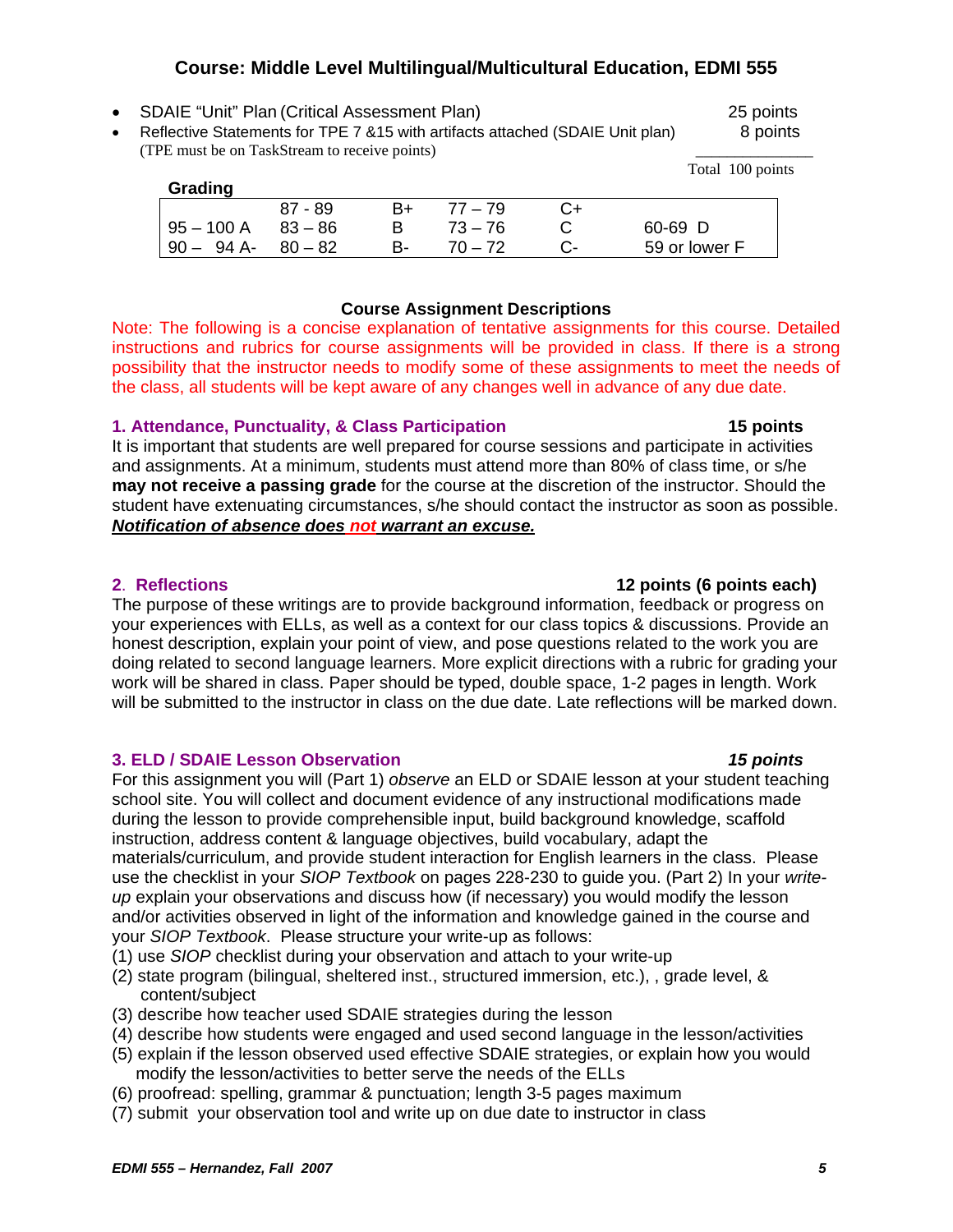## Course: Middle Level Multilingual/Multicultural Education, EDMI 555

- SDAIE "Unit" Plan (Critical Assessment Plan) — 25 points
- Reflective Statements for TPE 7 &15 with artifacts attached (SDAIE Unit plan) — 8 points
  (TPE must be on TaskStream to receive points)

Total 100 points

**Grading**

| | | | | | |
|---|---|---|---|---|---|
| | 87 - 89 | B+ | 77 – 79 | C+ | |
| 95 – 100 A | 83 – 86 | B | 73 – 76 | C | 60-69 D |
| 90 – 94 A- | 80 – 82 | B- | 70 – 72 | C- | 59 or lower F |

### Course Assignment Descriptions

Note: The following is a concise explanation of tentative assignments for this course. Detailed instructions and rubrics for course assignments will be provided in class. If there is a strong possibility that the instructor needs to modify some of these assignments to meet the needs of the class, all students will be kept aware of any changes well in advance of any due date.

#### 1. Attendance, Punctuality, & Class Participation — 15 points

It is important that students are well prepared for course sessions and participate in activities and assignments. At a minimum, students must attend more than 80% of class time, or s/he **may not receive a passing grade** for the course at the discretion of the instructor. Should the student have extenuating circumstances, s/he should contact the instructor as soon as possible. ***Notification of absence does not warrant an excuse.***

#### 2. Reflections — 12 points (6 points each)

The purpose of these writings are to provide background information, feedback or progress on your experiences with ELLs, as well as a context for our class topics & discussions. Provide an honest description, explain your point of view, and pose questions related to the work you are doing related to second language learners. More explicit directions with a rubric for grading your work will be shared in class. Paper should be typed, double space, 1-2 pages in length. Work will be submitted to the instructor in class on the due date. Late reflections will be marked down.

#### 3. ELD / SDAIE Lesson Observation — *15 points*

For this assignment you will (Part 1) *observe* an ELD or SDAIE lesson at your student teaching school site. You will collect and document evidence of any instructional modifications made during the lesson to provide comprehensible input, build background knowledge, scaffold instruction, address content & language objectives, build vocabulary, adapt the materials/curriculum, and provide student interaction for English learners in the class. Please use the checklist in your *SIOP Textbook* on pages 228-230 to guide you. (Part 2) In your *write-up* explain your observations and discuss how (if necessary) you would modify the lesson and/or activities observed in light of the information and knowledge gained in the course and your *SIOP Textbook*. Please structure your write-up as follows:

(1) use *SIOP* checklist during your observation and attach to your write-up
(2) state program (bilingual, sheltered inst., structured immersion, etc.), , grade level, & content/subject
(3) describe how teacher used SDAIE strategies during the lesson
(4) describe how students were engaged and used second language in the lesson/activities
(5) explain if the lesson observed used effective SDAIE strategies, or explain how you would modify the lesson/activities to better serve the needs of the ELLs
(6) proofread: spelling, grammar & punctuation; length 3-5 pages maximum
(7) submit your observation tool and write up on due date to instructor in class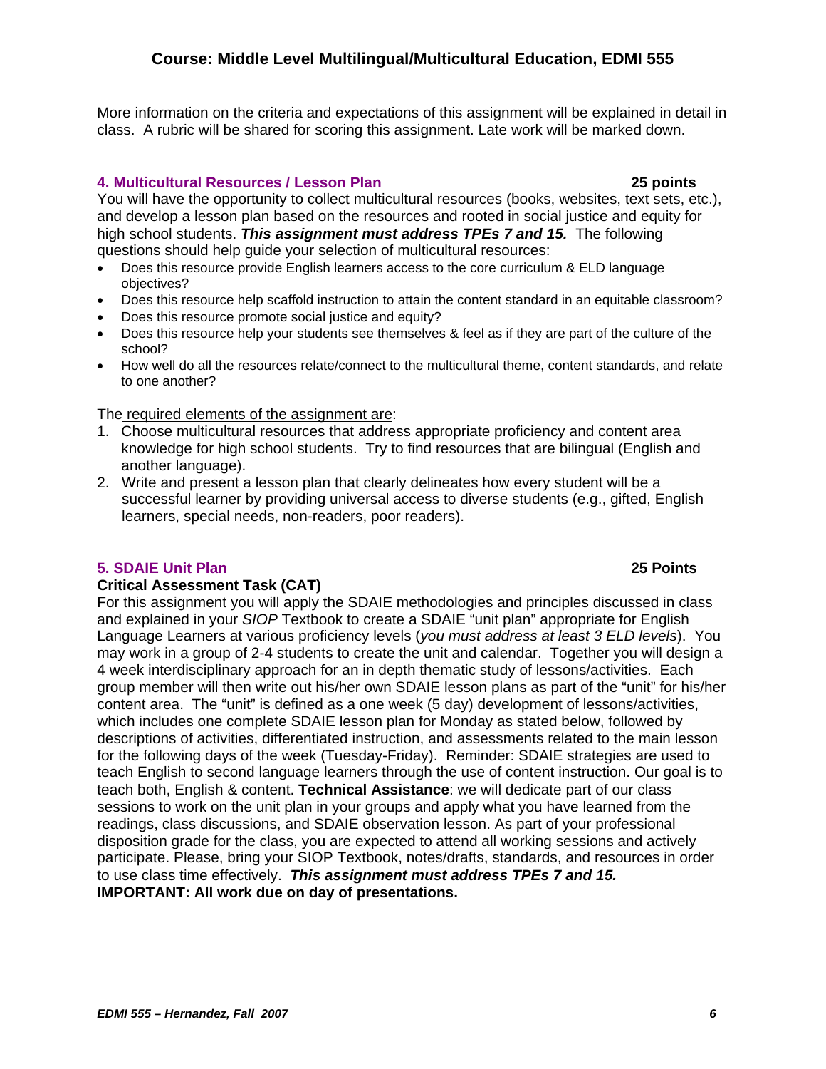## Course: Middle Level Multilingual/Multicultural Education, EDMI 555

More information on the criteria and expectations of this assignment will be explained in detail in class. A rubric will be shared for scoring this assignment. Late work will be marked down.

### 4. Multicultural Resources / Lesson Plan — 25 points

You will have the opportunity to collect multicultural resources (books, websites, text sets, etc.), and develop a lesson plan based on the resources and rooted in social justice and equity for high school students. ***This assignment must address TPEs 7 and 15.*** The following questions should help guide your selection of multicultural resources:

- Does this resource provide English learners access to the core curriculum & ELD language objectives?
- Does this resource help scaffold instruction to attain the content standard in an equitable classroom?
- Does this resource promote social justice and equity?
- Does this resource help your students see themselves & feel as if they are part of the culture of the school?
- How well do all the resources relate/connect to the multicultural theme, content standards, and relate to one another?

The required elements of the assignment are:

1. Choose multicultural resources that address appropriate proficiency and content area knowledge for high school students. Try to find resources that are bilingual (English and another language).
2. Write and present a lesson plan that clearly delineates how every student will be a successful learner by providing universal access to diverse students (e.g., gifted, English learners, special needs, non-readers, poor readers).

### 5. SDAIE Unit Plan — 25 Points

**Critical Assessment Task (CAT)**

For this assignment you will apply the SDAIE methodologies and principles discussed in class and explained in your *SIOP* Textbook to create a SDAIE "unit plan" appropriate for English Language Learners at various proficiency levels (*you must address at least 3 ELD levels*). You may work in a group of 2-4 students to create the unit and calendar. Together you will design a 4 week interdisciplinary approach for an in depth thematic study of lessons/activities. Each group member will then write out his/her own SDAIE lesson plans as part of the "unit" for his/her content area. The "unit" is defined as a one week (5 day) development of lessons/activities, which includes one complete SDAIE lesson plan for Monday as stated below, followed by descriptions of activities, differentiated instruction, and assessments related to the main lesson for the following days of the week (Tuesday-Friday). Reminder: SDAIE strategies are used to teach English to second language learners through the use of content instruction. Our goal is to teach both, English & content. **Technical Assistance**: we will dedicate part of our class sessions to work on the unit plan in your groups and apply what you have learned from the readings, class discussions, and SDAIE observation lesson. As part of your professional disposition grade for the class, you are expected to attend all working sessions and actively participate. Please, bring your SIOP Textbook, notes/drafts, standards, and resources in order to use class time effectively. ***This assignment must address TPEs 7 and 15.***
**IMPORTANT: All work due on day of presentations.**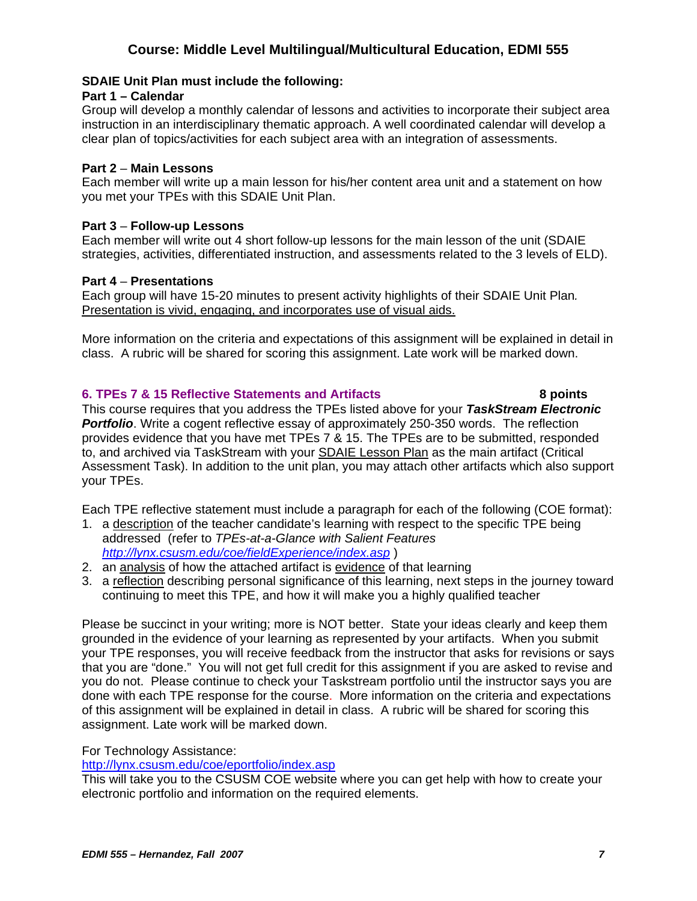## Course: Middle Level Multilingual/Multicultural Education, EDMI 555

**SDAIE Unit Plan must include the following:**

**Part 1 – Calendar**

Group will develop a monthly calendar of lessons and activities to incorporate their subject area instruction in an interdisciplinary thematic approach. A well coordinated calendar will develop a clear plan of topics/activities for each subject area with an integration of assessments.

**Part 2** – **Main Lessons**

Each member will write up a main lesson for his/her content area unit and a statement on how you met your TPEs with this SDAIE Unit Plan.

**Part 3** – **Follow-up Lessons**

Each member will write out 4 short follow-up lessons for the main lesson of the unit (SDAIE strategies, activities, differentiated instruction, and assessments related to the 3 levels of ELD).

**Part 4** – **Presentations**

Each group will have 15-20 minutes to present activity highlights of their SDAIE Unit Plan. Presentation is vivid, engaging, and incorporates use of visual aids.

More information on the criteria and expectations of this assignment will be explained in detail in class. A rubric will be shared for scoring this assignment. Late work will be marked down.

### 6. TPEs 7 & 15 Reflective Statements and Artifacts — 8 points

This course requires that you address the TPEs listed above for your ***TaskStream Electronic Portfolio***. Write a cogent reflective essay of approximately 250-350 words. The reflection provides evidence that you have met TPEs 7 & 15. The TPEs are to be submitted, responded to, and archived via TaskStream with your SDAIE Lesson Plan as the main artifact (Critical Assessment Task). In addition to the unit plan, you may attach other artifacts which also support your TPEs.

Each TPE reflective statement must include a paragraph for each of the following (COE format):

1. a description of the teacher candidate's learning with respect to the specific TPE being addressed (refer to *TPEs-at-a-Glance with Salient Features* *http://lynx.csusm.edu/coe/fieldExperience/index.asp* )
2. an analysis of how the attached artifact is evidence of that learning
3. a reflection describing personal significance of this learning, next steps in the journey toward continuing to meet this TPE, and how it will make you a highly qualified teacher

Please be succinct in your writing; more is NOT better. State your ideas clearly and keep them grounded in the evidence of your learning as represented by your artifacts. When you submit your TPE responses, you will receive feedback from the instructor that asks for revisions or says that you are "done." You will not get full credit for this assignment if you are asked to revise and you do not. Please continue to check your Taskstream portfolio until the instructor says you are done with each TPE response for the course. More information on the criteria and expectations of this assignment will be explained in detail in class. A rubric will be shared for scoring this assignment. Late work will be marked down.

For Technology Assistance:
http://lynx.csusm.edu/coe/eportfolio/index.asp
This will take you to the CSUSM COE website where you can get help with how to create your electronic portfolio and information on the required elements.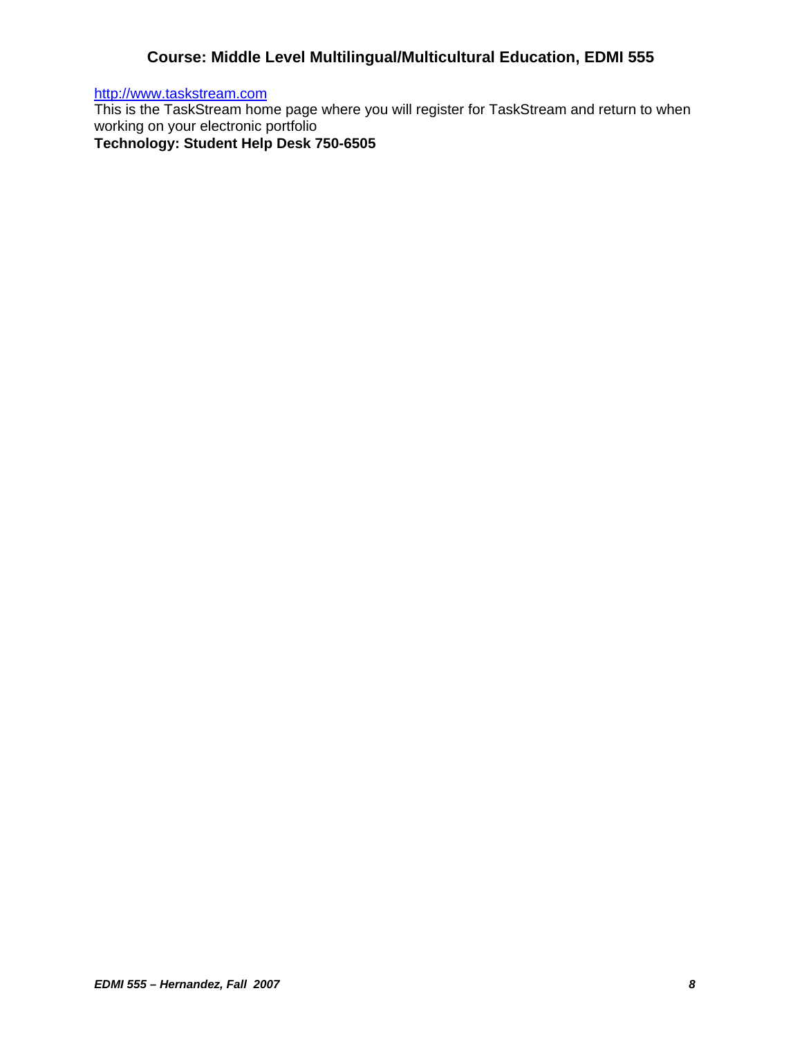http://www.taskstream.com
This is the TaskStream home page where you will register for TaskStream and return to when working on your electronic portfolio
**Technology: Student Help Desk 750-6505**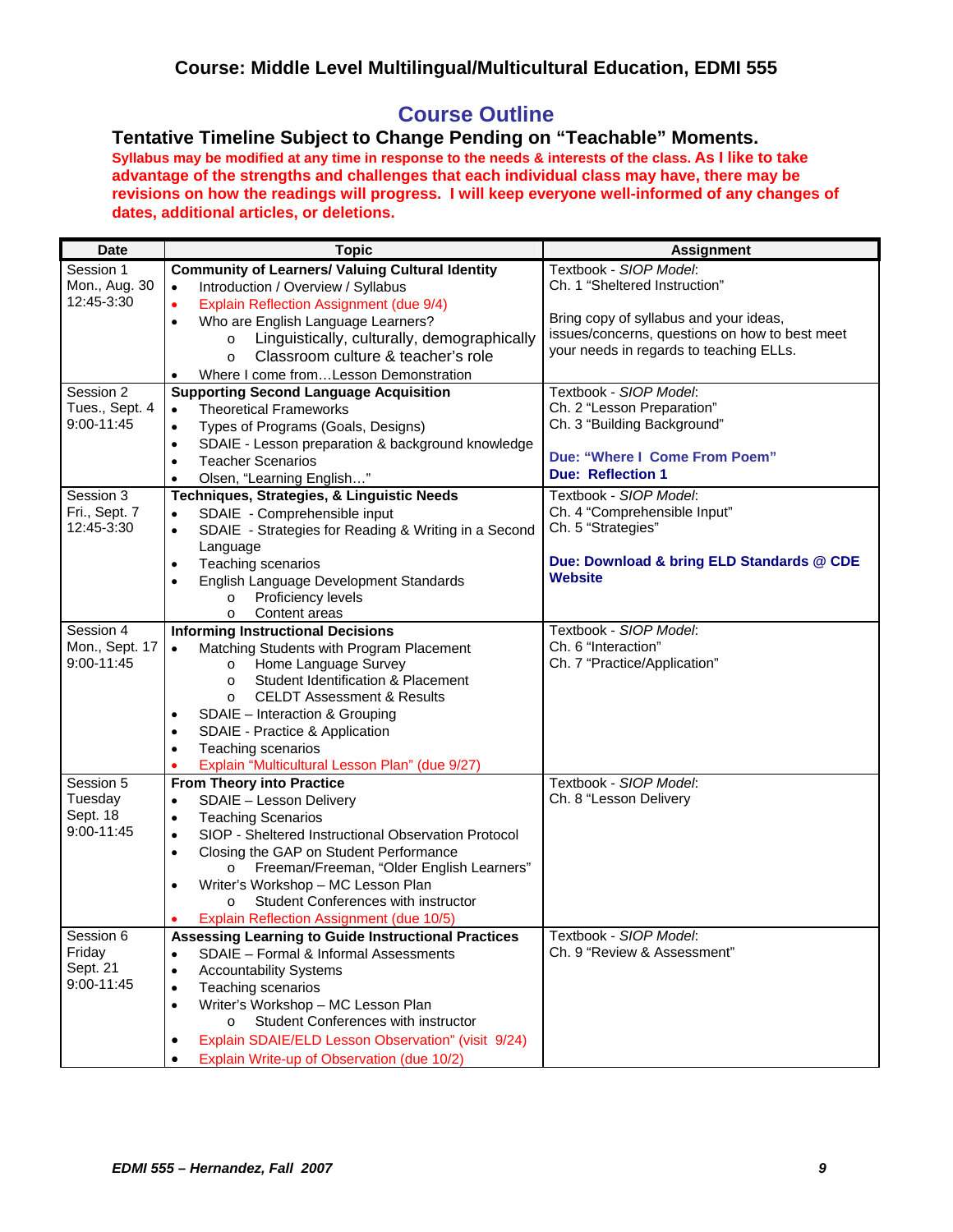### Course: Middle Level Multilingual/Multicultural Education, EDMI 555

## Course Outline

**Tentative Timeline Subject to Change Pending on "Teachable" Moments.**

**Syllabus may be modified at any time in response to the needs & interests of the class. As I like to take advantage of the strengths and challenges that each individual class may have, there may be revisions on how the readings will progress. I will keep everyone well-informed of any changes of dates, additional articles, or deletions.**

| Date | Topic | Assignment |
|---|---|---|
| Session 1<br>Mon., Aug. 30<br>12:45-3:30 | **Community of Learners/ Valuing Cultural Identity**<br>• Introduction / Overview / Syllabus<br>• Explain Reflection Assignment (due 9/4)<br>• Who are English Language Learners?<br>  o Linguistically, culturally, demographically<br>  o Classroom culture & teacher's role<br>• Where I come from…Lesson Demonstration | Textbook - *SIOP Model*:<br>Ch. 1 "Sheltered Instruction"<br><br>Bring copy of syllabus and your ideas, issues/concerns, questions on how to best meet your needs in regards to teaching ELLs. |
| Session 2<br>Tues., Sept. 4<br>9:00-11:45 | **Supporting Second Language Acquisition**<br>• Theoretical Frameworks<br>• Types of Programs (Goals, Designs)<br>• SDAIE - Lesson preparation & background knowledge<br>• Teacher Scenarios<br>• Olsen, "Learning English…" | Textbook - *SIOP Model*:<br>Ch. 2 "Lesson Preparation"<br>Ch. 3 "Building Background"<br><br>**Due: "Where I Come From Poem"**<br>**Due: Reflection 1** |
| Session 3<br>Fri., Sept. 7<br>12:45-3:30 | **Techniques, Strategies, & Linguistic Needs**<br>• SDAIE - Comprehensible input<br>• SDAIE - Strategies for Reading & Writing in a Second Language<br>• Teaching scenarios<br>• English Language Development Standards<br>  o Proficiency levels<br>  o Content areas | Textbook - *SIOP Model*:<br>Ch. 4 "Comprehensible Input"<br>Ch. 5 "Strategies"<br><br>**Due: Download & bring ELD Standards @ CDE Website** |
| Session 4<br>Mon., Sept. 17<br>9:00-11:45 | **Informing Instructional Decisions**<br>• Matching Students with Program Placement<br>  o Home Language Survey<br>  o Student Identification & Placement<br>  o CELDT Assessment & Results<br>• SDAIE – Interaction & Grouping<br>• SDAIE - Practice & Application<br>• Teaching scenarios<br>• Explain "Multicultural Lesson Plan" (due 9/27) | Textbook - *SIOP Model*:<br>Ch. 6 "Interaction"<br>Ch. 7 "Practice/Application" |
| Session 5<br>Tuesday<br>Sept. 18<br>9:00-11:45 | **From Theory into Practice**<br>• SDAIE – Lesson Delivery<br>• Teaching Scenarios<br>• SIOP - Sheltered Instructional Observation Protocol<br>• Closing the GAP on Student Performance<br>  o Freeman/Freeman, "Older English Learners"<br>• Writer's Workshop – MC Lesson Plan<br>  o Student Conferences with instructor<br>• Explain Reflection Assignment (due 10/5) | Textbook - *SIOP Model*:<br>Ch. 8 "Lesson Delivery |
| Session 6<br>Friday<br>Sept. 21<br>9:00-11:45 | **Assessing Learning to Guide Instructional Practices**<br>• SDAIE – Formal & Informal Assessments<br>• Accountability Systems<br>• Teaching scenarios<br>• Writer's Workshop – MC Lesson Plan<br>  o Student Conferences with instructor<br>• Explain SDAIE/ELD Lesson Observation" (visit 9/24)<br>• Explain Write-up of Observation (due 10/2) | Textbook - *SIOP Model*:<br>Ch. 9 "Review & Assessment" |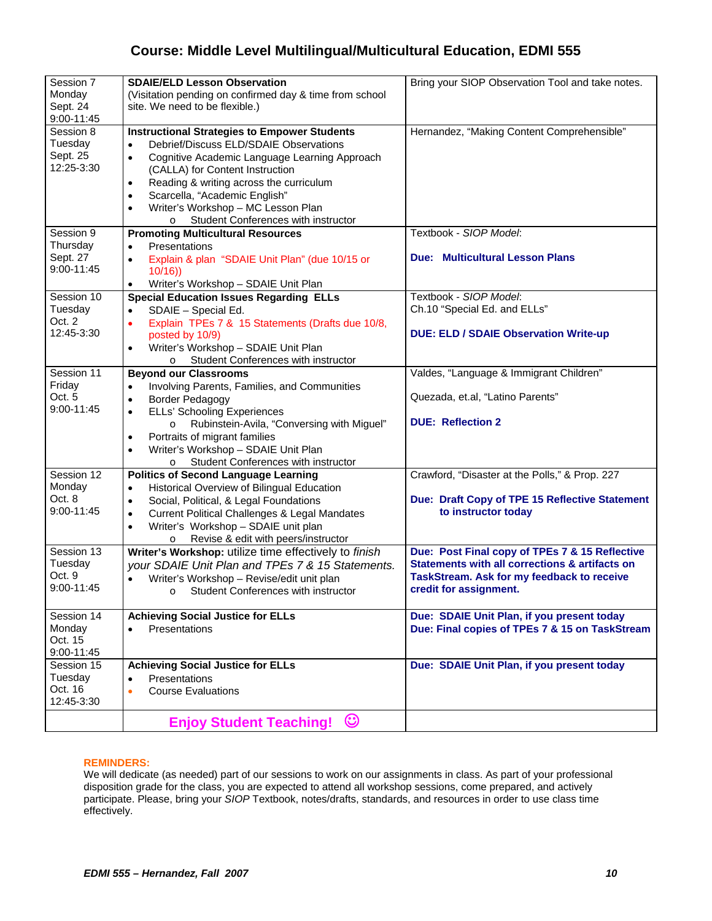## Course: Middle Level Multilingual/Multicultural Education, EDMI 555

| | | |
|---|---|---|
| Session 7<br>Monday<br>Sept. 24<br>9:00-11:45 | **SDAIE/ELD Lesson Observation**<br>(Visitation pending on confirmed day & time from school site. We need to be flexible.) | Bring your SIOP Observation Tool and take notes. |
| Session 8<br>Tuesday<br>Sept. 25<br>12:25-3:30 | **Instructional Strategies to Empower Students**<br>• Debrief/Discuss ELD/SDAIE Observations<br>• Cognitive Academic Language Learning Approach (CALLA) for Content Instruction<br>• Reading & writing across the curriculum<br>• Scarcella, "Academic English"<br>• Writer's Workshop – MC Lesson Plan<br>  o Student Conferences with instructor | Hernandez, "Making Content Comprehensible" |
| Session 9<br>Thursday<br>Sept. 27<br>9:00-11:45 | **Promoting Multicultural Resources**<br>• Presentations<br>• Explain & plan "SDAIE Unit Plan" (due 10/15 or 10/16))<br>• Writer's Workshop – SDAIE Unit Plan | Textbook - *SIOP Model*:<br><br>**Due: Multicultural Lesson Plans** |
| Session 10<br>Tuesday<br>Oct. 2<br>12:45-3:30 | **Special Education Issues Regarding ELLs**<br>• SDAIE – Special Ed.<br>• Explain TPEs 7 & 15 Statements (Drafts due 10/8, posted by 10/9)<br>• Writer's Workshop – SDAIE Unit Plan<br>  o Student Conferences with instructor | Textbook - *SIOP Model*:<br>Ch.10 "Special Ed. and ELLs"<br><br>**DUE: ELD / SDAIE Observation Write-up** |
| Session 11<br>Friday<br>Oct. 5<br>9:00-11:45 | **Beyond our Classrooms**<br>• Involving Parents, Families, and Communities<br>• Border Pedagogy<br>• ELLs' Schooling Experiences<br>  o Rubinstein-Avila, "Conversing with Miguel"<br>• Portraits of migrant families<br>• Writer's Workshop – SDAIE Unit Plan<br>  o Student Conferences with instructor | Valdes, "Language & Immigrant Children"<br><br>Quezada, et.al, "Latino Parents"<br><br>**DUE: Reflection 2** |
| Session 12<br>Monday<br>Oct. 8<br>9:00-11:45 | **Politics of Second Language Learning**<br>• Historical Overview of Bilingual Education<br>• Social, Political, & Legal Foundations<br>• Current Political Challenges & Legal Mandates<br>• Writer's Workshop – SDAIE unit plan<br>  o Revise & edit with peers/instructor | Crawford, "Disaster at the Polls," & Prop. 227<br><br>**Due: Draft Copy of TPE 15 Reflective Statement to instructor today** |
| Session 13<br>Tuesday<br>Oct. 9<br>9:00-11:45 | **Writer's Workshop:** utilize time effectively to *finish your SDAIE Unit Plan and TPEs 7 & 15 Statements.*<br>• Writer's Workshop – Revise/edit unit plan<br>  o Student Conferences with instructor | **Due: Post Final copy of TPEs 7 & 15 Reflective Statements with all corrections & artifacts on TaskStream. Ask for my feedback to receive credit for assignment.** |
| Session 14<br>Monday<br>Oct. 15<br>9:00-11:45 | **Achieving Social Justice for ELLs**<br>• Presentations | **Due: SDAIE Unit Plan, if you present today**<br>**Due: Final copies of TPEs 7 & 15 on TaskStream** |
| Session 15<br>Tuesday<br>Oct. 16<br>12:45-3:30 | **Achieving Social Justice for ELLs**<br>• Presentations<br>• Course Evaluations | **Due: SDAIE Unit Plan, if you present today** |
| | **Enjoy Student Teaching!** ☺ | |

**REMINDERS:**
We will dedicate (as needed) part of our sessions to work on our assignments in class. As part of your professional disposition grade for the class, you are expected to attend all workshop sessions, come prepared, and actively participate. Please, bring your *SIOP* Textbook, notes/drafts, standards, and resources in order to use class time effectively.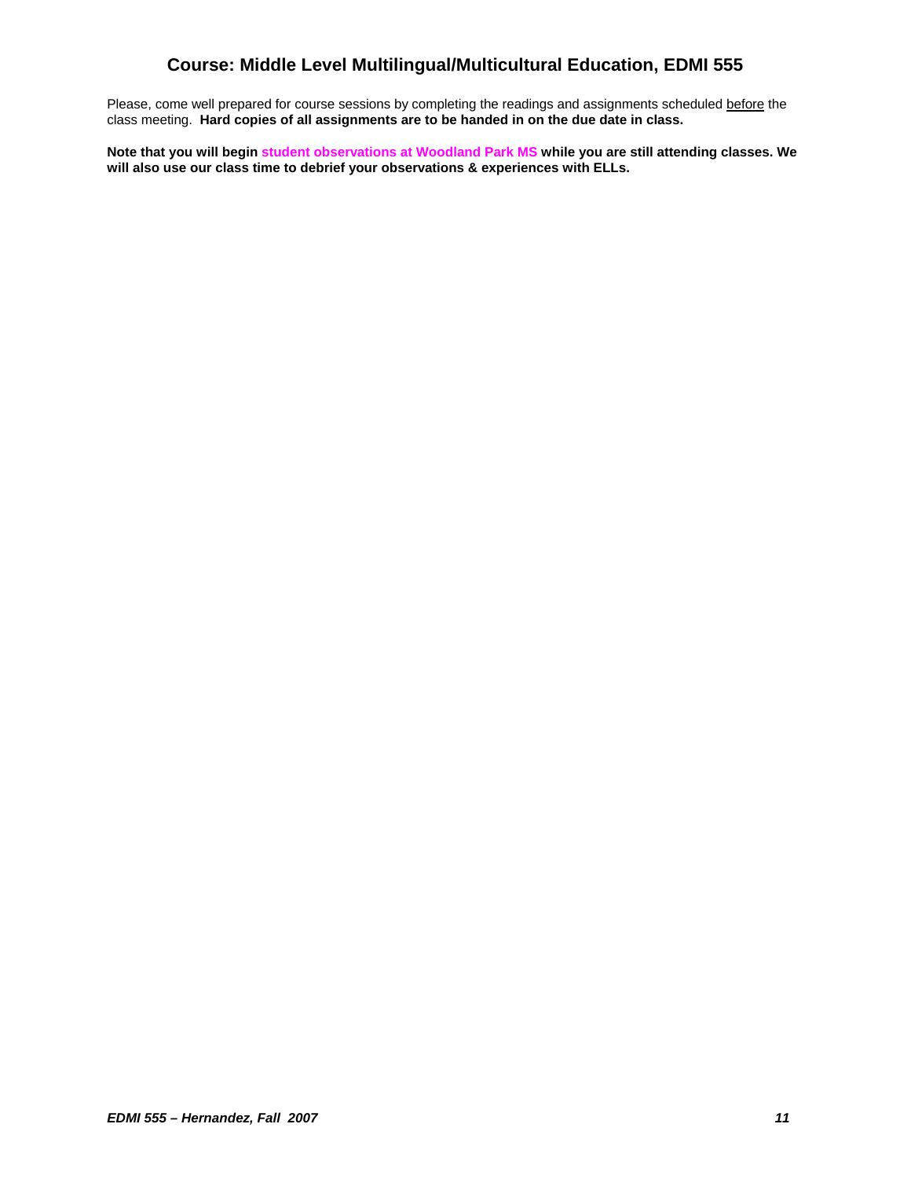## Course: Middle Level Multilingual/Multicultural Education, EDMI 555

Please, come well prepared for course sessions by completing the readings and assignments scheduled before the class meeting. **Hard copies of all assignments are to be handed in on the due date in class.**

**Note that you will begin student observations at Woodland Park MS while you are still attending classes. We will also use our class time to debrief your observations & experiences with ELLs.**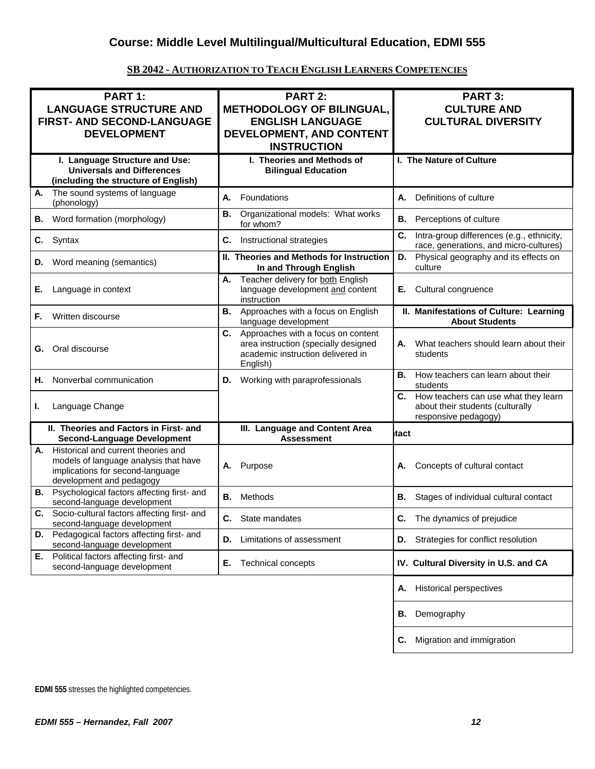# Course: Middle Level Multilingual/Multicultural Education, EDMI 555

**SB 2042 - AUTHORIZATION TO TEACH ENGLISH LEARNERS COMPETENCIES**

| PART 1: LANGUAGE STRUCTURE AND FIRST- AND SECOND-LANGUAGE DEVELOPMENT | PART 2: METHODOLOGY OF BILINGUAL, ENGLISH LANGUAGE DEVELOPMENT, AND CONTENT INSTRUCTION | PART 3: CULTURE AND CULTURAL DIVERSITY |
|---|---|---|
| **I. Language Structure and Use: Universals and Differences (including the structure of English)** | **I. Theories and Methods of Bilingual Education** | **I. The Nature of Culture** |
| **A.** The sound systems of language (phonology) | **A.** Foundations | **A.** Definitions of culture |
| **B.** Word formation (morphology) | **B.** Organizational models: What works for whom? | **B.** Perceptions of culture |
| **C.** Syntax | **C.** Instructional strategies | **C.** Intra-group differences (e.g., ethnicity, race, generations, and micro-cultures) |
| **D.** Word meaning (semantics) | **II. Theories and Methods for Instruction In and Through English** | **D.** Physical geography and its effects on culture |
| **E.** Language in context | **A.** Teacher delivery for both English language development and content instruction | **E.** Cultural congruence |
| **F.** Written discourse | **B.** Approaches with a focus on English language development | **II. Manifestations of Culture: Learning About Students** |
| **G.** Oral discourse | **C.** Approaches with a focus on content area instruction (specially designed academic instruction delivered in English) | **A.** What teachers should learn about their students |
| **H.** Nonverbal communication | **D.** Working with paraprofessionals | **B.** How teachers can learn about their students |
| **I.** Language Change | | **C.** How teachers can use what they learn about their students (culturally responsive pedagogy) |
| **II. Theories and Factors in First- and Second-Language Development** | **III. Language and Content Area Assessment** | **tact** |
| **A.** Historical and current theories and models of language analysis that have implications for second-language development and pedagogy | **A.** Purpose | **A.** Concepts of cultural contact |
| **B.** Psychological factors affecting first- and second-language development | **B.** Methods | **B.** Stages of individual cultural contact |
| **C.** Socio-cultural factors affecting first- and second-language development | **C.** State mandates | **C.** The dynamics of prejudice |
| **D.** Pedagogical factors affecting first- and second-language development | **D.** Limitations of assessment | **D.** Strategies for conflict resolution |
| **E.** Political factors affecting first- and second-language development | **E.** Technical concepts | **IV. Cultural Diversity in U.S. and CA** |
| | | **A.** Historical perspectives |
| | | **B.** Demography |
| | | **C.** Migration and immigration |

**EDMI 555** stresses the highlighted competencies.